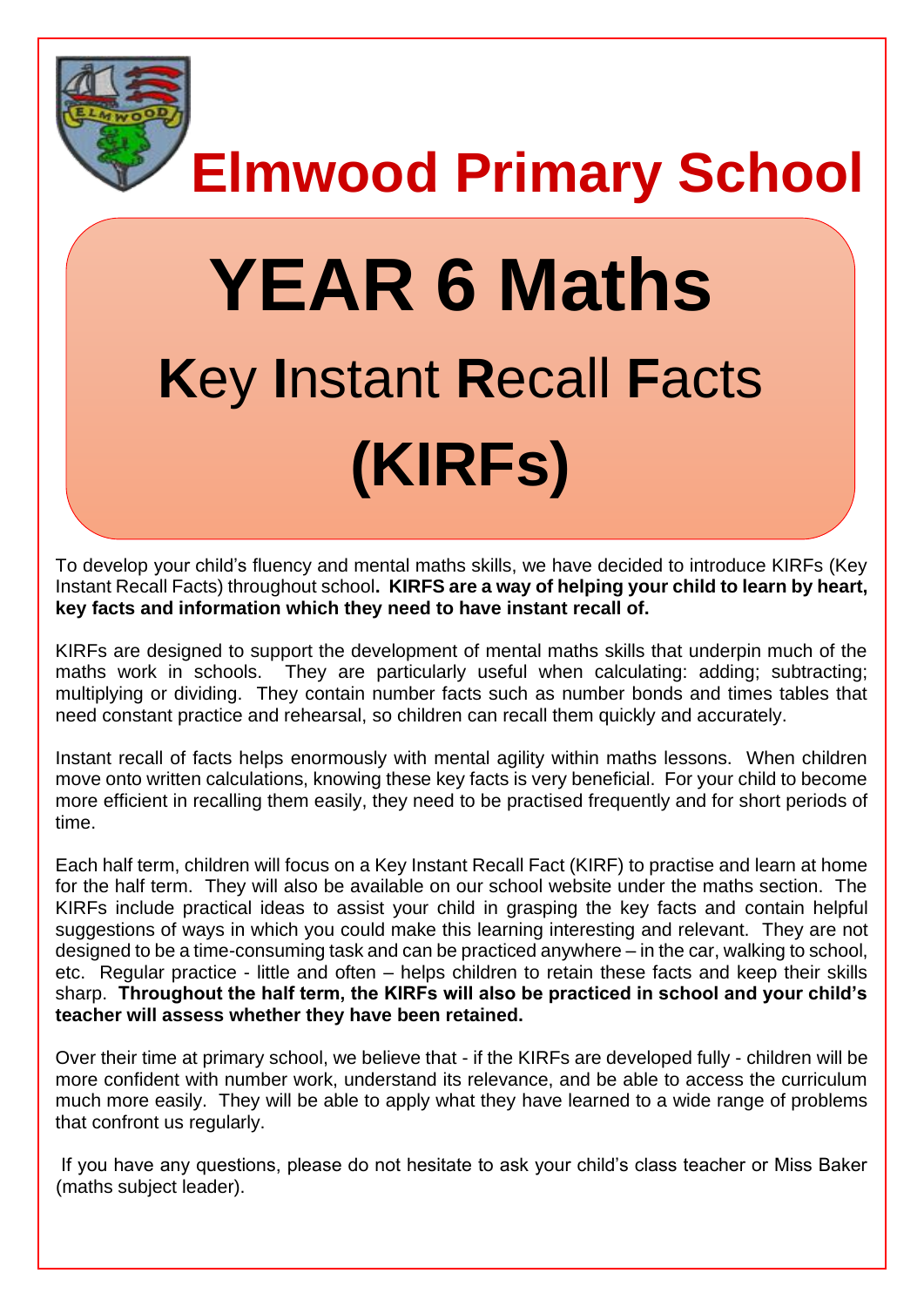# Elmwood Primary School

# YEAR 6 Maths

## **K**ey **I**nstant **R**ecall **F**acts

## (KIRFs)

To develop your child's fluency and mental maths skills, we have decided to introduce KIRFs (Key Instant Recall Facts) throughout school**. KIRFS are a way of helping your child to learn by heart, key facts and information which they need to have instant recall of.**

KIRFs are designed to support the development of mental maths skills that underpin much of the maths work in schools. They are particularly useful when calculating: adding; subtracting; multiplying or dividing. They contain number facts such as number bonds and times tables that need constant practice and rehearsal, so children can recall them quickly and accurately.

Instant recall of facts helps enormously with mental agility within maths lessons. When children move onto written calculations, knowing these key facts is very beneficial. For your child to become more efficient in recalling them easily, they need to be practised frequently and for short periods of time.

Each half term, children will focus on a Key Instant Recall Fact (KIRF) to practise and learn at home for the half term. They will also be available on our school website under the maths section. The KIRFs include practical ideas to assist your child in grasping the key facts and contain helpful suggestions of ways in which you could make this learning interesting and relevant. They are not designed to be a time-consuming task and can be practiced anywhere – in the car, walking to school, etc. Regular practice - little and often – helps children to retain these facts and keep their skills sharp. **Throughout the half term, the KIRFs will also be practiced in school and your child's teacher will assess whether they have been retained.**

Over their time at primary school, we believe that - if the KIRFs are developed fully - children will be more confident with number work, understand its relevance, and be able to access the curriculum much more easily. They will be able to apply what they have learned to a wide range of problems that confront us regularly.

If you have any questions, please do not hesitate to ask your child's class teacher or Miss Baker (maths subject leader).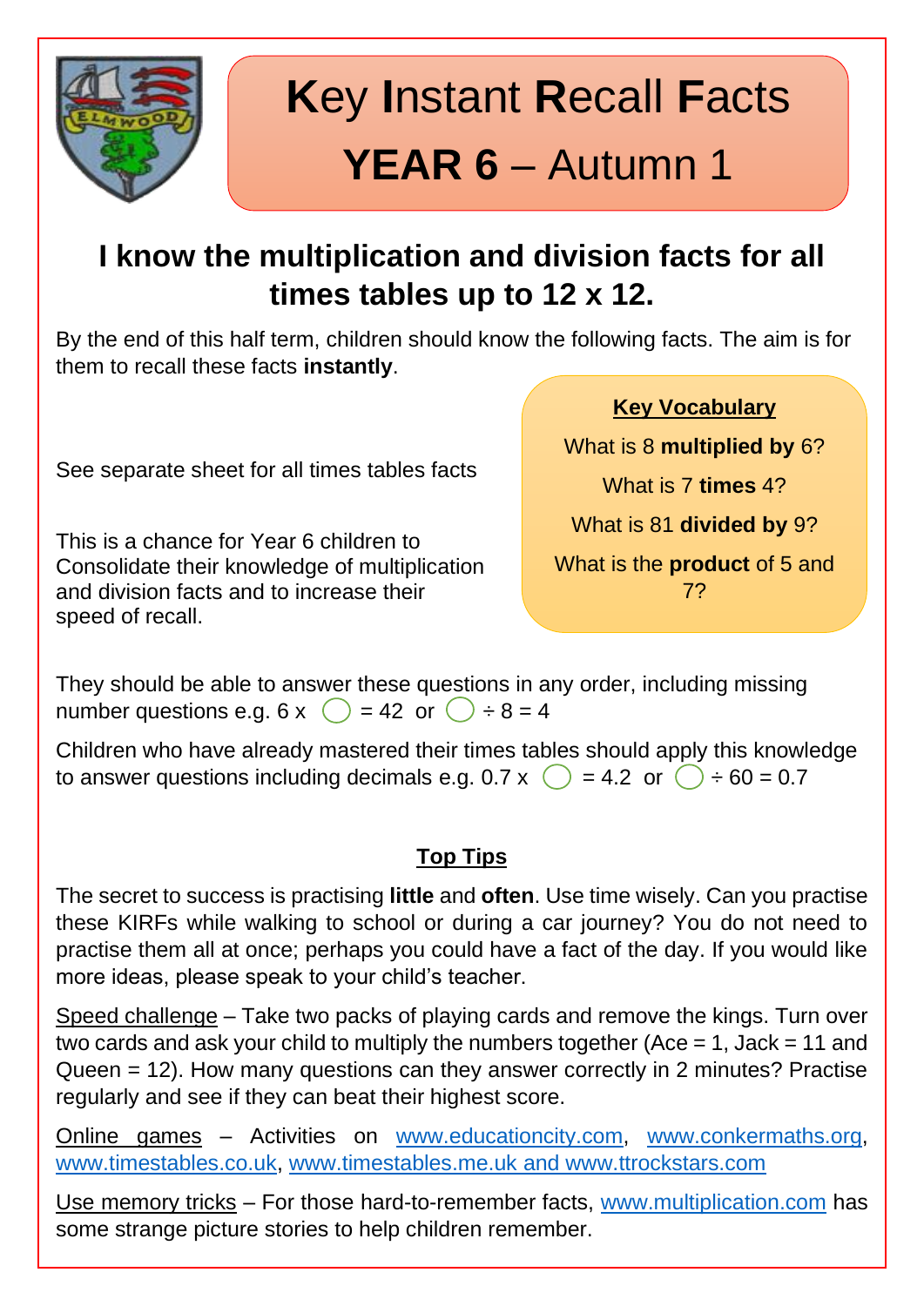# Key Instant Recall Facts

## YEAR 6 – Autumn 1

### I know the multiplication and division facts for all times tables up to 12 x 12.

By the end of this half term, children should know the following facts. The aim is for them to recall these facts **instantly**.

See separate sheet for all times tables facts

This is a chance for Year 6 children to Consolidate their knowledge of multiplication and division facts and to increase their speed of recall.

**Key Vocabulary**

What is 8 **multiplied by** 6?

What is 7 **times** 4?

What is 81 **divided by** 9?

What is the **product** of 5 and 7?

They should be able to answer these questions in any order, including missing number questions e.g. $6 \times \bigcirc = 42$ or $\bigcirc \div 8 = 4$

Children who have already mastered their times tables should apply this knowledge to answer questions including decimals e.g. $0.7 \times \bigcirc = 4.2$ or $\bigcirc \div 60 = 0.7$

**Top Tips**

The secret to success is practising **little** and **often**. Use time wisely. Can you practise these KIRFs while walking to school or during a car journey? You do not need to practise them all at once; perhaps you could have a fact of the day. If you would like more ideas, please speak to your child's teacher.

Speed challenge – Take two packs of playing cards and remove the kings. Turn over two cards and ask your child to multiply the numbers together (Ace = 1, Jack = 11 and Queen = 12). How many questions can they answer correctly in 2 minutes? Practise regularly and see if they can beat their highest score.

Online games – Activities on www.educationcity.com, www.conkermaths.org, www.timestables.co.uk, www.timestables.me.uk and www.ttrockstars.com

Use memory tricks – For those hard-to-remember facts, www.multiplication.com has some strange picture stories to help children remember.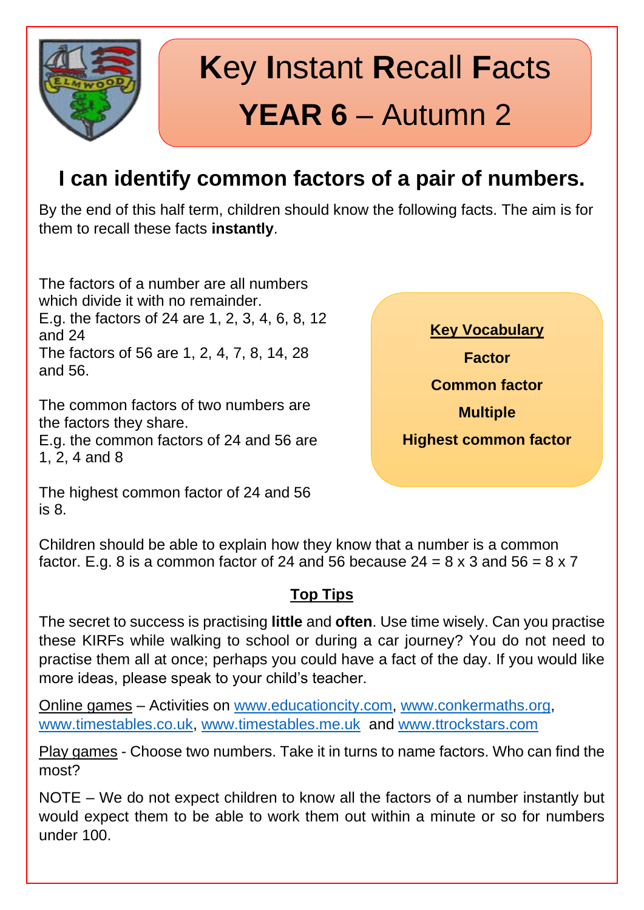# **K**ey **I**nstant **R**ecall **F**acts

## **YEAR 6** – Autumn 2

## I can identify common factors of a pair of numbers.

By the end of this half term, children should know the following facts. The aim is for them to recall these facts **instantly**.

The factors of a number are all numbers which divide it with no remainder.
E.g. the factors of 24 are 1, 2, 3, 4, 6, 8, 12 and 24
The factors of 56 are 1, 2, 4, 7, 8, 14, 28 and 56.

The common factors of two numbers are the factors they share.
E.g. the common factors of 24 and 56 are 1, 2, 4 and 8

The highest common factor of 24 and 56 is 8.

**Key Vocabulary**

**Factor**

**Common factor**

**Multiple**

**Highest common factor**

Children should be able to explain how they know that a number is a common factor. E.g. 8 is a common factor of 24 and 56 because 24 = 8 x 3 and 56 = 8 x 7

**Top Tips**

The secret to success is practising **little** and **often**. Use time wisely. Can you practise these KIRFs while walking to school or during a car journey? You do not need to practise them all at once; perhaps you could have a fact of the day. If you would like more ideas, please speak to your child's teacher.

Online games – Activities on www.educationcity.com, www.conkermaths.org, www.timestables.co.uk, www.timestables.me.uk and www.ttrockstars.com

Play games - Choose two numbers. Take it in turns to name factors. Who can find the most?

NOTE – We do not expect children to know all the factors of a number instantly but would expect them to be able to work them out within a minute or so for numbers under 100.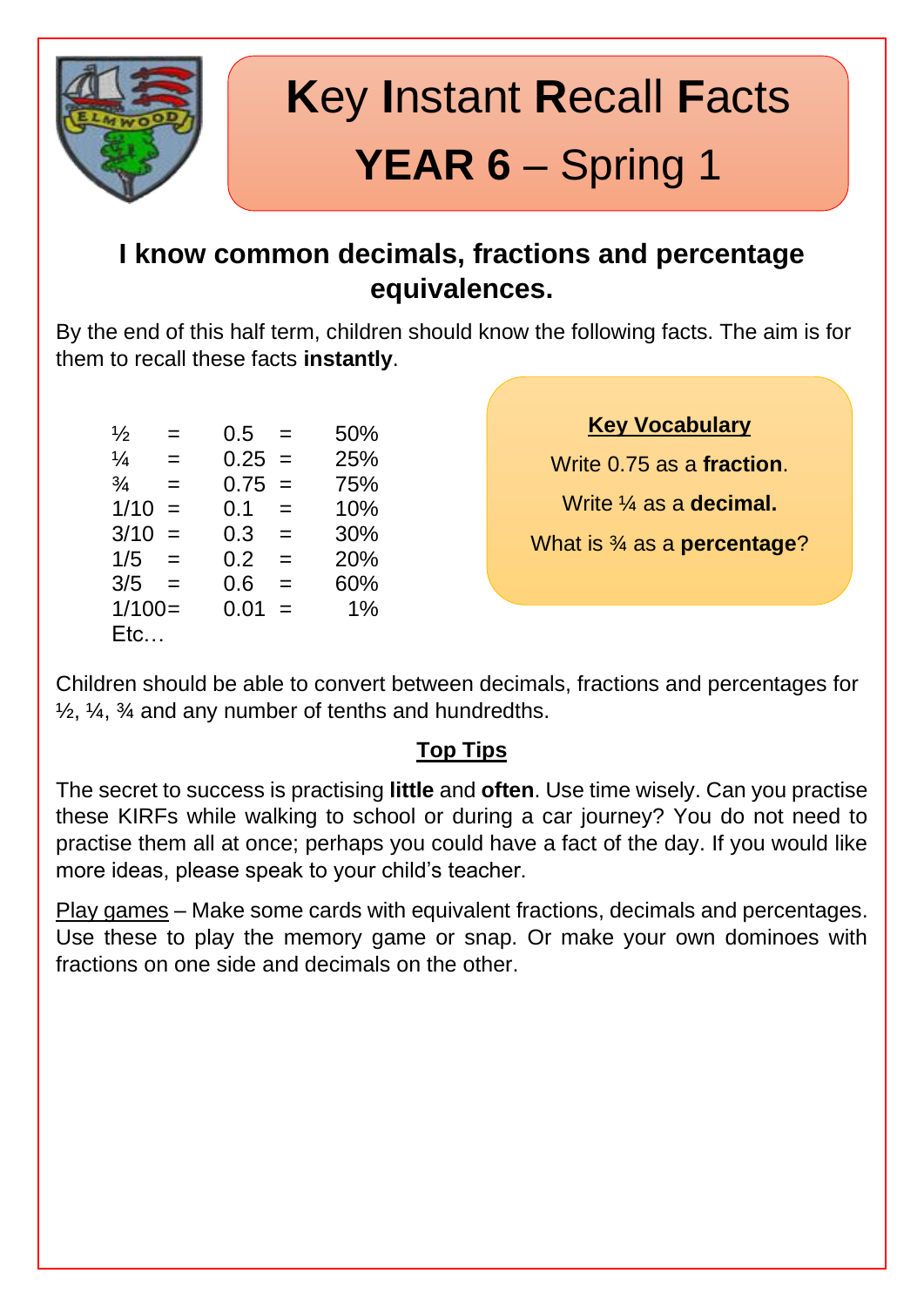# **K**ey **I**nstant **R**ecall **F**acts

# **YEAR 6** – Spring 1

## I know common decimals, fractions and percentage equivalences.

By the end of this half term, children should know the following facts. The aim is for them to recall these facts **instantly**.

| | | | | |
|---|---|---|---|---|
| ½ | = | 0.5 | = | 50% |
| ¼ | = | 0.25 | = | 25% |
| ¾ | = | 0.75 | = | 75% |
| 1/10 | = | 0.1 | = | 10% |
| 3/10 | = | 0.3 | = | 30% |
| 1/5 | = | 0.2 | = | 20% |
| 3/5 | = | 0.6 | = | 60% |
| 1/100 | = | 0.01 | = | 1% |

Etc…

**Key Vocabulary**

Write 0.75 as a **fraction**.

Write ¼ as a **decimal.**

What is ¾ as a **percentage**?

Children should be able to convert between decimals, fractions and percentages for ½, ¼, ¾ and any number of tenths and hundredths.

**Top Tips**

The secret to success is practising **little** and **often**. Use time wisely. Can you practise these KIRFs while walking to school or during a car journey? You do not need to practise them all at once; perhaps you could have a fact of the day. If you would like more ideas, please speak to your child's teacher.

Play games – Make some cards with equivalent fractions, decimals and percentages. Use these to play the memory game or snap. Or make your own dominoes with fractions on one side and decimals on the other.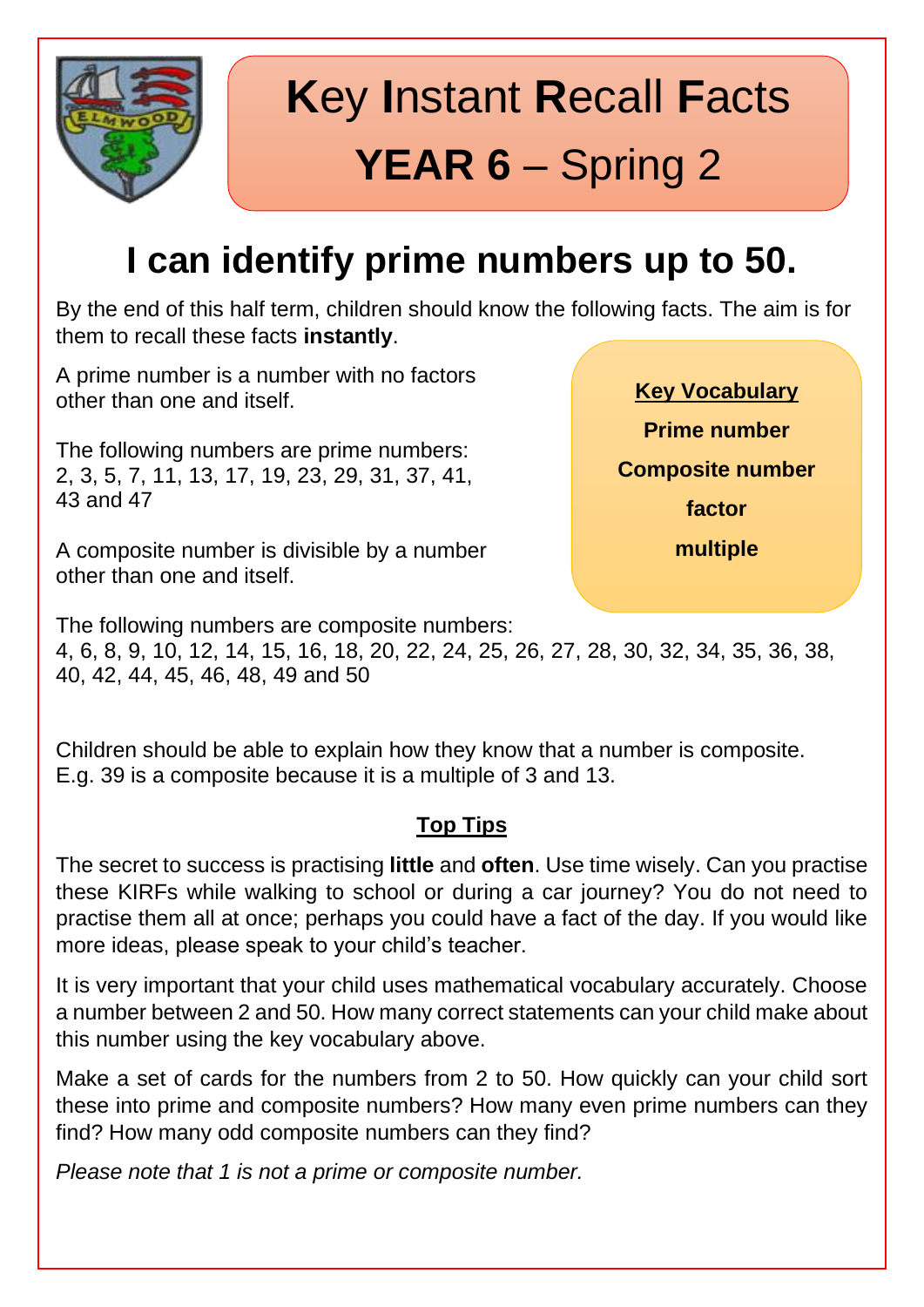# **K**ey **I**nstant **R**ecall **F**acts

## **YEAR 6** – Spring 2

## I can identify prime numbers up to 50.

By the end of this half term, children should know the following facts. The aim is for them to recall these facts **instantly**.

A prime number is a number with no factors other than one and itself.

The following numbers are prime numbers:
2, 3, 5, 7, 11, 13, 17, 19, 23, 29, 31, 37, 41, 43 and 47

A composite number is divisible by a number other than one and itself.

**Key Vocabulary**

**Prime number**

**Composite number**

**factor**

**multiple**

The following numbers are composite numbers:
4, 6, 8, 9, 10, 12, 14, 15, 16, 18, 20, 22, 24, 25, 26, 27, 28, 30, 32, 34, 35, 36, 38, 40, 42, 44, 45, 46, 48, 49 and 50

Children should be able to explain how they know that a number is composite.
E.g. 39 is a composite because it is a multiple of 3 and 13.

### Top Tips

The secret to success is practising **little** and **often**. Use time wisely. Can you practise these KIRFs while walking to school or during a car journey? You do not need to practise them all at once; perhaps you could have a fact of the day. If you would like more ideas, please speak to your child's teacher.

It is very important that your child uses mathematical vocabulary accurately. Choose a number between 2 and 50. How many correct statements can your child make about this number using the key vocabulary above.

Make a set of cards for the numbers from 2 to 50. How quickly can your child sort these into prime and composite numbers? How many even prime numbers can they find? How many odd composite numbers can they find?

*Please note that 1 is not a prime or composite number.*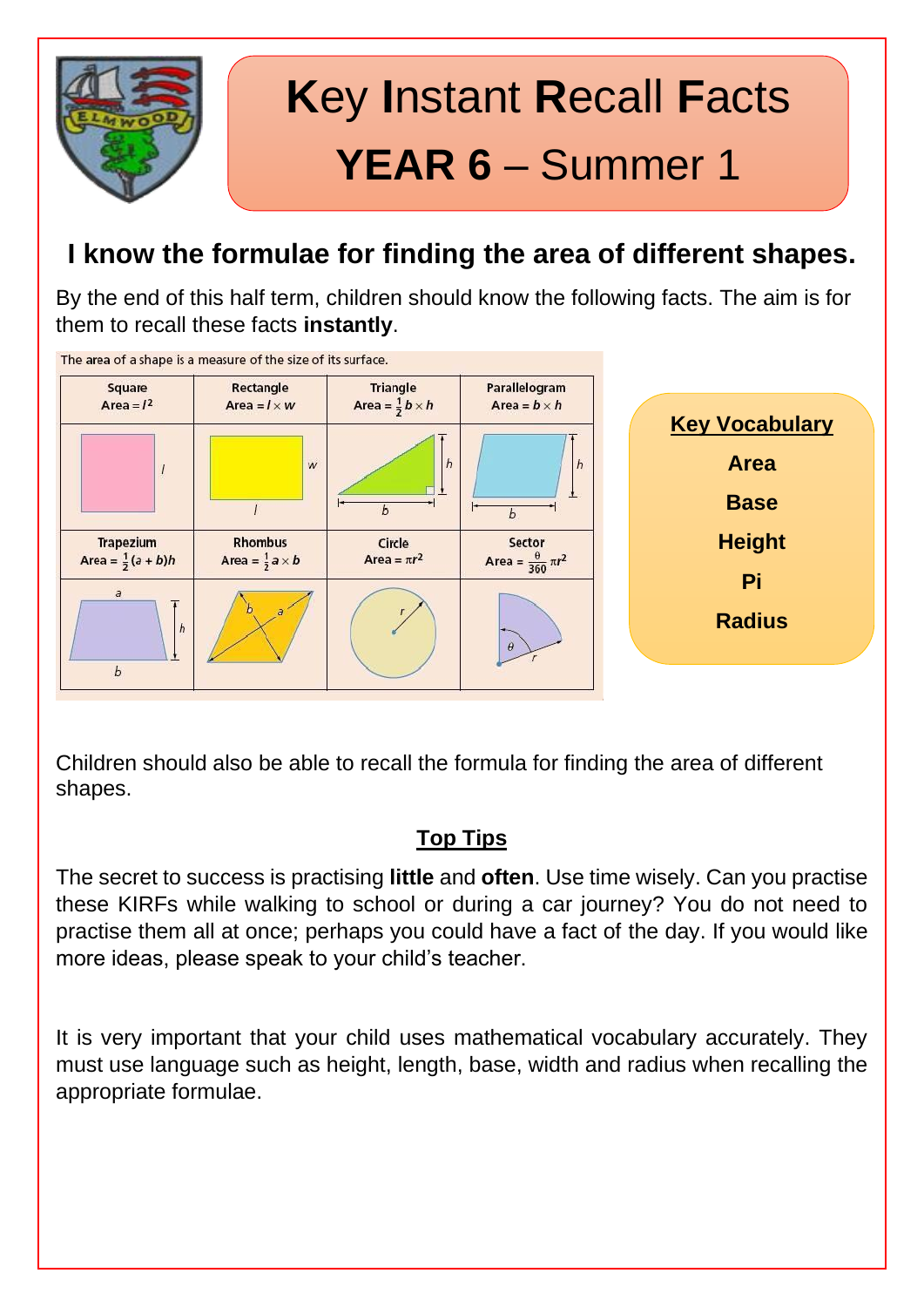# Key Instant Recall Facts

# YEAR 6 – Summer 1

## I know the formulae for finding the area of different shapes.

By the end of this half term, children should know the following facts. The aim is for them to recall these facts **instantly**.

The area of a shape is a measure of the size of its surface.

| Square | Rectangle | Triangle | Parallelogram |
|---|---|---|---|
| Area = $l^2$ | Area = $l \times w$ | Area = $\frac{1}{2} b \times h$ | Area = $b \times h$ |
| Trapezium | Rhombus | Circle | Sector |
| Area = $\frac{1}{2}(a + b)h$ | Area = $\frac{1}{2} a \times b$ | Area = $\pi r^2$ | Area = $\frac{\theta}{360} \pi r^2$ |

**Key Vocabulary**

**Area**

**Base**

**Height**

**Pi**

**Radius**

Children should also be able to recall the formula for finding the area of different shapes.

**Top Tips**

The secret to success is practising **little** and **often**. Use time wisely. Can you practise these KIRFs while walking to school or during a car journey? You do not need to practise them all at once; perhaps you could have a fact of the day. If you would like more ideas, please speak to your child's teacher.

It is very important that your child uses mathematical vocabulary accurately. They must use language such as height, length, base, width and radius when recalling the appropriate formulae.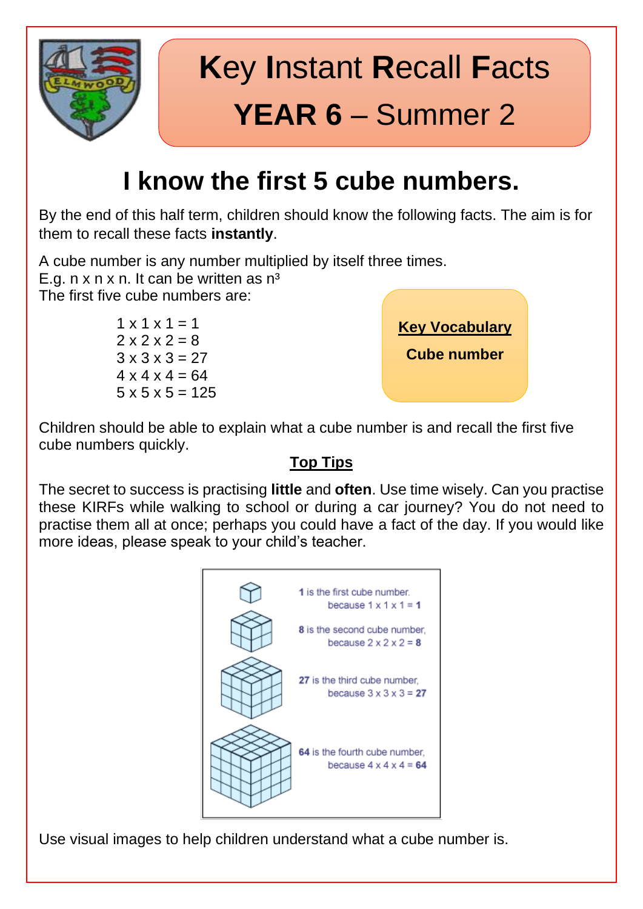# Key Instant Recall Facts

## YEAR 6 – Summer 2

## I know the first 5 cube numbers.

By the end of this half term, children should know the following facts. The aim is for them to recall these facts **instantly**.

A cube number is any number multiplied by itself three times.
E.g. n x n x n. It can be written as $n^3$
The first five cube numbers are:

1 x 1 x 1 = 1
2 x 2 x 2 = 8
3 x 3 x 3 = 27
4 x 4 x 4 = 64
5 x 5 x 5 = 125

**Key Vocabulary**

**Cube number**

Children should be able to explain what a cube number is and recall the first five cube numbers quickly.

**Top Tips**

The secret to success is practising **little** and **often**. Use time wisely. Can you practise these KIRFs while walking to school or during a car journey? You do not need to practise them all at once; perhaps you could have a fact of the day. If you would like more ideas, please speak to your child's teacher.

**1** is the first cube number. because 1 x 1 x 1 = **1**

**8** is the second cube number, because 2 x 2 x 2 = **8**

**27** is the third cube number, because 3 x 3 x 3 = **27**

**64** is the fourth cube number, because 4 x 4 x 4 = **64**

Use visual images to help children understand what a cube number is.